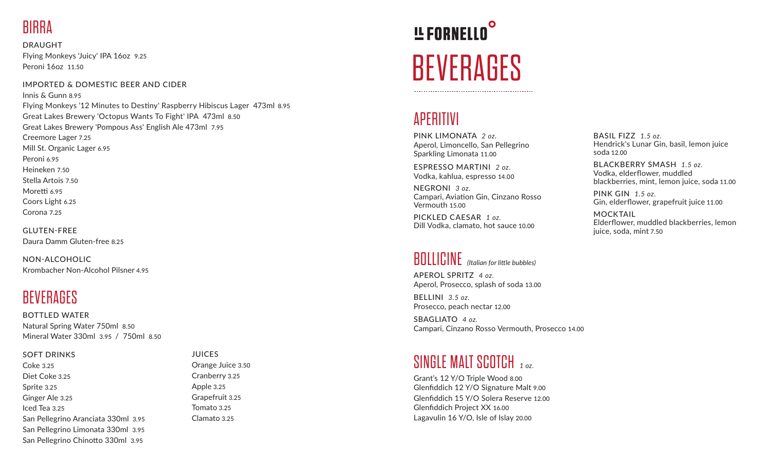# IL FORNELLO

# BEVERAGES

## APERITIVI

**PINK LIMONATA** *2 oz.*
Aperol, Limoncello, San Pellegrino Sparkling Limonata 11.00

**ESPRESSO MARTINI** *2 oz.*
Vodka, kahlua, espresso 14.00

**NEGRONI** *3 oz.*
Campari, Aviation Gin, Cinzano Rosso Vermouth 15.00

**PICKLED CAESAR** *1 oz.*
Dill Vodka, clamato, hot sauce 10.00

**BASIL FIZZ** *1.5 oz.*
Hendrick's Lunar Gin, basil, lemon juice soda 12.00

**BLACKBERRY SMASH** *1.5 oz.*
Vodka, elderflower, muddled blackberries, mint, lemon juice, soda 11.00

**PINK GIN** *1.5 oz.*
Gin, elderflower, grapefruit juice 11.00

**MOCKTAIL**
Elderflower, muddled blackberries, lemon juice, soda, mint 7.50

## BOLLICINE *(Italian for little bubbles)*

**APEROL SPRITZ** *4 oz.*
Aperol, Prosecco, splash of soda 13.00

**BELLINI** *3.5 oz.*
Prosecco, peach nectar 12.00

**SBAGLIATO** *4 oz.*
Campari, Cinzano Rosso Vermouth, Prosecco 14.00

## SINGLE MALT SCOTCH *1 oz.*

Grant's 12 Y/O Triple Wood 8.00
Glenfiddich 12 Y/O Signature Malt 9.00
Glenfiddich 15 Y/O Solera Reserve 12.00
Glenfiddich Project XX 16.00
Lagavulin 16 Y/O, Isle of Islay 20.00

## BIRRA

**DRAUGHT**
Flying Monkeys 'Juicy' IPA 16oz 9.25
Peroni 16oz 11.50

**IMPORTED & DOMESTIC BEER AND CIDER**
Innis & Gunn 8.95
Flying Monkeys '12 Minutes to Destiny' Raspberry Hibiscus Lager 473ml 8.95
Great Lakes Brewery 'Octopus Wants To Fight' IPA 473ml 8.50
Great Lakes Brewery 'Pompous Ass' English Ale 473ml 7.95
Creemore Lager 7.25
Mill St. Organic Lager 6.95
Peroni 6.95
Heineken 7.50
Stella Artois 7.50
Moretti 6.95
Coors Light 6.25
Corona 7.25

**GLUTEN-FREE**
Daura Damm Gluten-free 8.25

**NON-ALCOHOLIC**
Krombacher Non-Alcohol Pilsner 4.95

## BEVERAGES

**BOTTLED WATER**
Natural Spring Water 750ml 8.50
Mineral Water 330ml 3.95 / 750ml 8.50

**SOFT DRINKS**
Coke 3.25
Diet Coke 3.25
Sprite 3.25
Ginger Ale 3.25
Iced Tea 3.25
San Pellegrino Aranciata 330ml 3.95
San Pellegrino Limonata 330ml 3.95
San Pellegrino Chinotto 330ml 3.95

**JUICES**
Orange Juice 3.50
Cranberry 3.25
Apple 3.25
Grapefruit 3.25
Tomato 3.25
Clamato 3.25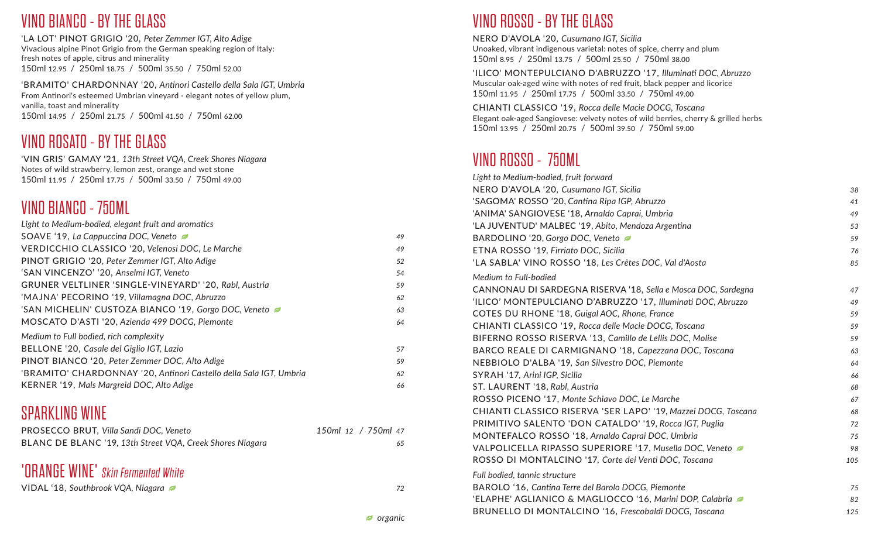# VINO BIANCO - BY THE GLASS

'LA LOT' PINOT GRIGIO '20, *Peter Zemmer IGT, Alto Adige*
Vivacious alpine Pinot Grigio from the German speaking region of Italy: fresh notes of apple, citrus and minerality
150ml 12.95 / 250ml 18.75 / 500ml 35.50 / 750ml 52.00

'BRAMITO' CHARDONNAY '20, *Antinori Castello della Sala IGT, Umbria*
From Antinori's esteemed Umbrian vineyard - elegant notes of yellow plum, vanilla, toast and minerality
150ml 14.95 / 250ml 21.75 / 500ml 41.50 / 750ml 62.00

# VINO ROSATO - BY THE GLASS

'VIN GRIS' GAMAY '21, *13th Street VQA, Creek Shores Niagara*
Notes of wild strawberry, lemon zest, orange and wet stone
150ml 11.95 / 250ml 17.75 / 500ml 33.50 / 750ml 49.00

# VINO BIANCO - 750ML

*Light to Medium-bodied, elegant fruit and aromatics*

| | |
|---|---|
| SOAVE '19, *La Cappuccina DOC, Veneto* (organic) | 49 |
| VERDICCHIO CLASSICO '20, *Velenosi DOC, Le Marche* | 49 |
| PINOT GRIGIO '20, *Peter Zemmer IGT, Alto Adige* | 52 |
| 'SAN VINCENZO' '20, *Anselmi IGT, Veneto* | 54 |
| GRUNER VELTLINER 'SINGLE-VINEYARD' '20, *Rabl, Austria* | 59 |
| 'MAJNA' PECORINO '19, *Villamagna DOC, Abruzzo* | 62 |
| 'SAN MICHELIN' CUSTOZA BIANCO '19, *Gorgo DOC, Veneto* (organic) | 63 |
| MOSCATO D'ASTI '20, *Azienda 499 DOCG, Piemonte* | 64 |

*Medium to Full bodied, rich complexity*

| | |
|---|---|
| BELLONE '20, *Casale del Giglio IGT, Lazio* | 57 |
| PINOT BIANCO '20, *Peter Zemmer DOC, Alto Adige* | 59 |
| 'BRAMITO' CHARDONNAY '20, *Antinori Castello della Sala IGT, Umbria* | 62 |
| KERNER '19, *Mals Margreid DOC, Alto Adige* | 66 |

# SPARKLING WINE

| | |
|---|---|
| PROSECCO BRUT, *Villa Sandi DOC, Veneto* | 150ml 12 / 750ml 47 |
| BLANC DE BLANC '19, *13th Street VQA, Creek Shores Niagara* | 65 |

# 'ORANGE WINE' *Skin Fermented White*

| | |
|---|---|
| VIDAL '18, *Southbrook VQA, Niagara* (organic) | 72 |

(organic) *organic*

# VINO ROSSO - BY THE GLASS

NERO D'AVOLA '20, *Cusumano IGT, Sicilia*
Unoaked, vibrant indigenous varietal: notes of spice, cherry and plum
150ml 8.95 / 250ml 13.75 / 500ml 25.50 / 750ml 38.00

'ILICO' MONTEPULCIANO D'ABRUZZO '17, *Illuminati DOC, Abruzzo*
Muscular oak-aged wine with notes of red fruit, black pepper and licorice
150ml 11.95 / 250ml 17.75 / 500ml 33.50 / 750ml 49.00

CHIANTI CLASSICO '19, *Rocca delle Macie DOCG, Toscana*
Elegant oak-aged Sangiovese: velvety notes of wild berries, cherry & grilled herbs
150ml 13.95 / 250ml 20.75 / 500ml 39.50 / 750ml 59.00

# VINO ROSSO - 750ML

*Light to Medium-bodied, fruit forward*

| | |
|---|---|
| NERO D'AVOLA '20, *Cusumano IGT, Sicilia* | 38 |
| 'SAGOMA' ROSSO '20, *Cantina Ripa IGP, Abruzzo* | 41 |
| 'ANIMA' SANGIOVESE '18, *Arnaldo Caprai, Umbria* | 49 |
| 'LA JUVENTUD' MALBEC '19, *Abito, Mendoza Argentina* | 53 |
| BARDOLINO '20, *Gorgo DOC, Veneto* (organic) | 59 |
| ETNA ROSSO '19, *Firriato DOC, Sicilia* | 76 |
| 'LA SABLA' VINO ROSSO '18, *Les Crêtes DOC, Val d'Aosta* | 85 |

*Medium to Full-bodied*

| | |
|---|---|
| CANNONAU DI SARDEGNA RISERVA '18, *Sella e Mosca DOC, Sardegna* | 47 |
| 'ILICO' MONTEPULCIANO D'ABRUZZO '17, *Illuminati DOC, Abruzzo* | 49 |
| COTES DU RHONE '18, *Guigal AOC, Rhone, France* | 59 |
| CHIANTI CLASSICO '19, *Rocca delle Macie DOCG, Toscana* | 59 |
| BIFERNO ROSSO RISERVA '13, *Camillo de Lellis DOC, Molise* | 59 |
| BARCO REALE DI CARMIGNANO '18, *Capezzana DOC, Toscana* | 63 |
| NEBBIOLO D'ALBA '19, *San Silvestro DOC, Piemonte* | 64 |
| SYRAH '17, *Arini IGP, Sicilia* | 66 |
| ST. LAURENT '18, *Rabl, Austria* | 68 |
| ROSSO PICENO '17, *Monte Schiavo DOC, Le Marche* | 67 |
| CHIANTI CLASSICO RISERVA 'SER LAPO' '19, *Mazzei DOCG, Toscana* | 68 |
| PRIMITIVO SALENTO 'DON CATALDO' '19, *Rocca IGT, Puglia* | 72 |
| MONTEFALCO ROSSO '18, *Arnaldo Caprai DOC, Umbria* | 75 |
| VALPOLICELLA RIPASSO SUPERIORE '17, *Musella DOC, Veneto* (organic) | 98 |
| ROSSO DI MONTALCINO '17, *Corte dei Venti DOC, Toscana* | 105 |

*Full bodied, tannic structure*

| | |
|---|---|
| BAROLO '16, *Cantina Terre del Barolo DOCG, Piemonte* | 75 |
| 'ELAPHE' AGLIANICO & MAGLIOCCO '16, *Marini DOP, Calabria* (organic) | 82 |
| BRUNELLO DI MONTALCINO '16, *Frescobaldi DOCG, Toscana* | 125 |